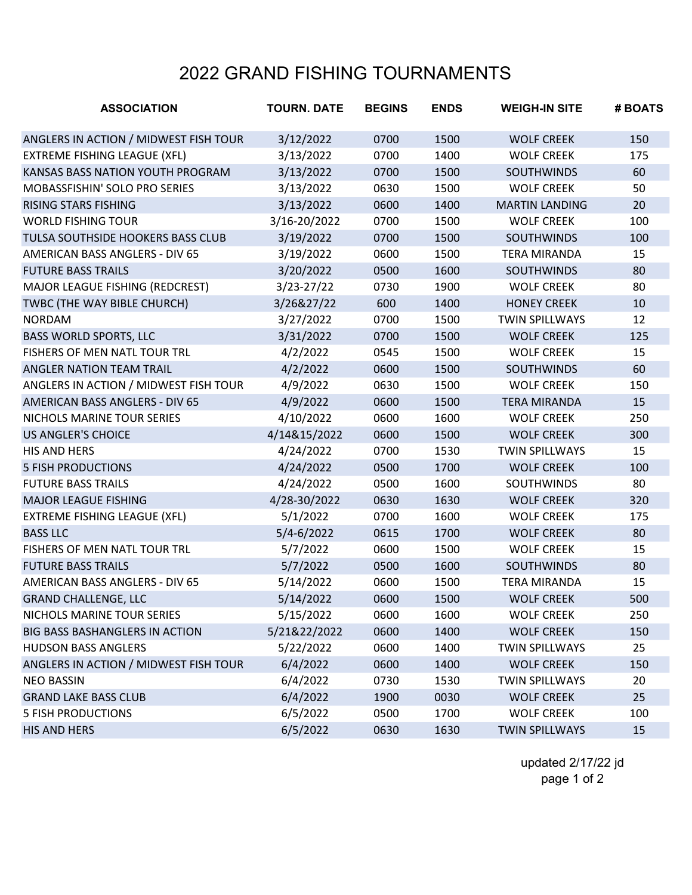# 2022 GRAND FISHING TOURNAMENTS

| ASSOCIATION | TOURN. DATE | BEGINS | ENDS | WEIGH-IN SITE | # BOATS |
|---|---|---|---|---|---|
| ANGLERS IN ACTION / MIDWEST FISH TOUR | 3/12/2022 | 0700 | 1500 | WOLF CREEK | 150 |
| EXTREME FISHING LEAGUE (XFL) | 3/13/2022 | 0700 | 1400 | WOLF CREEK | 175 |
| KANSAS BASS NATION YOUTH PROGRAM | 3/13/2022 | 0700 | 1500 | SOUTHWINDS | 60 |
| MOBASSFISHIN' SOLO PRO SERIES | 3/13/2022 | 0630 | 1500 | WOLF CREEK | 50 |
| RISING STARS FISHING | 3/13/2022 | 0600 | 1400 | MARTIN LANDING | 20 |
| WORLD FISHING TOUR | 3/16-20/2022 | 0700 | 1500 | WOLF CREEK | 100 |
| TULSA SOUTHSIDE HOOKERS BASS CLUB | 3/19/2022 | 0700 | 1500 | SOUTHWINDS | 100 |
| AMERICAN BASS ANGLERS - DIV 65 | 3/19/2022 | 0600 | 1500 | TERA MIRANDA | 15 |
| FUTURE BASS TRAILS | 3/20/2022 | 0500 | 1600 | SOUTHWINDS | 80 |
| MAJOR LEAGUE FISHING (REDCREST) | 3/23-27/22 | 0730 | 1900 | WOLF CREEK | 80 |
| TWBC (THE WAY BIBLE CHURCH) | 3/26&27/22 | 600 | 1400 | HONEY CREEK | 10 |
| NORDAM | 3/27/2022 | 0700 | 1500 | TWIN SPILLWAYS | 12 |
| BASS WORLD SPORTS, LLC | 3/31/2022 | 0700 | 1500 | WOLF CREEK | 125 |
| FISHERS OF MEN NATL TOUR TRL | 4/2/2022 | 0545 | 1500 | WOLF CREEK | 15 |
| ANGLER NATION TEAM TRAIL | 4/2/2022 | 0600 | 1500 | SOUTHWINDS | 60 |
| ANGLERS IN ACTION / MIDWEST FISH TOUR | 4/9/2022 | 0630 | 1500 | WOLF CREEK | 150 |
| AMERICAN BASS ANGLERS - DIV 65 | 4/9/2022 | 0600 | 1500 | TERA MIRANDA | 15 |
| NICHOLS MARINE TOUR SERIES | 4/10/2022 | 0600 | 1600 | WOLF CREEK | 250 |
| US ANGLER'S CHOICE | 4/14&15/2022 | 0600 | 1500 | WOLF CREEK | 300 |
| HIS AND HERS | 4/24/2022 | 0700 | 1530 | TWIN SPILLWAYS | 15 |
| 5 FISH PRODUCTIONS | 4/24/2022 | 0500 | 1700 | WOLF CREEK | 100 |
| FUTURE BASS TRAILS | 4/24/2022 | 0500 | 1600 | SOUTHWINDS | 80 |
| MAJOR LEAGUE FISHING | 4/28-30/2022 | 0630 | 1630 | WOLF CREEK | 320 |
| EXTREME FISHING LEAGUE (XFL) | 5/1/2022 | 0700 | 1600 | WOLF CREEK | 175 |
| BASS LLC | 5/4-6/2022 | 0615 | 1700 | WOLF CREEK | 80 |
| FISHERS OF MEN NATL TOUR TRL | 5/7/2022 | 0600 | 1500 | WOLF CREEK | 15 |
| FUTURE BASS TRAILS | 5/7/2022 | 0500 | 1600 | SOUTHWINDS | 80 |
| AMERICAN BASS ANGLERS - DIV 65 | 5/14/2022 | 0600 | 1500 | TERA MIRANDA | 15 |
| GRAND CHALLENGE, LLC | 5/14/2022 | 0600 | 1500 | WOLF CREEK | 500 |
| NICHOLS MARINE TOUR SERIES | 5/15/2022 | 0600 | 1600 | WOLF CREEK | 250 |
| BIG BASS BASHANGLERS IN ACTION | 5/21&22/2022 | 0600 | 1400 | WOLF CREEK | 150 |
| HUDSON BASS ANGLERS | 5/22/2022 | 0600 | 1400 | TWIN SPILLWAYS | 25 |
| ANGLERS IN ACTION / MIDWEST FISH TOUR | 6/4/2022 | 0600 | 1400 | WOLF CREEK | 150 |
| NEO BASSIN | 6/4/2022 | 0730 | 1530 | TWIN SPILLWAYS | 20 |
| GRAND LAKE BASS CLUB | 6/4/2022 | 1900 | 0030 | WOLF CREEK | 25 |
| 5 FISH PRODUCTIONS | 6/5/2022 | 0500 | 1700 | WOLF CREEK | 100 |
| HIS AND HERS | 6/5/2022 | 0630 | 1630 | TWIN SPILLWAYS | 15 |

updated 2/17/22 jd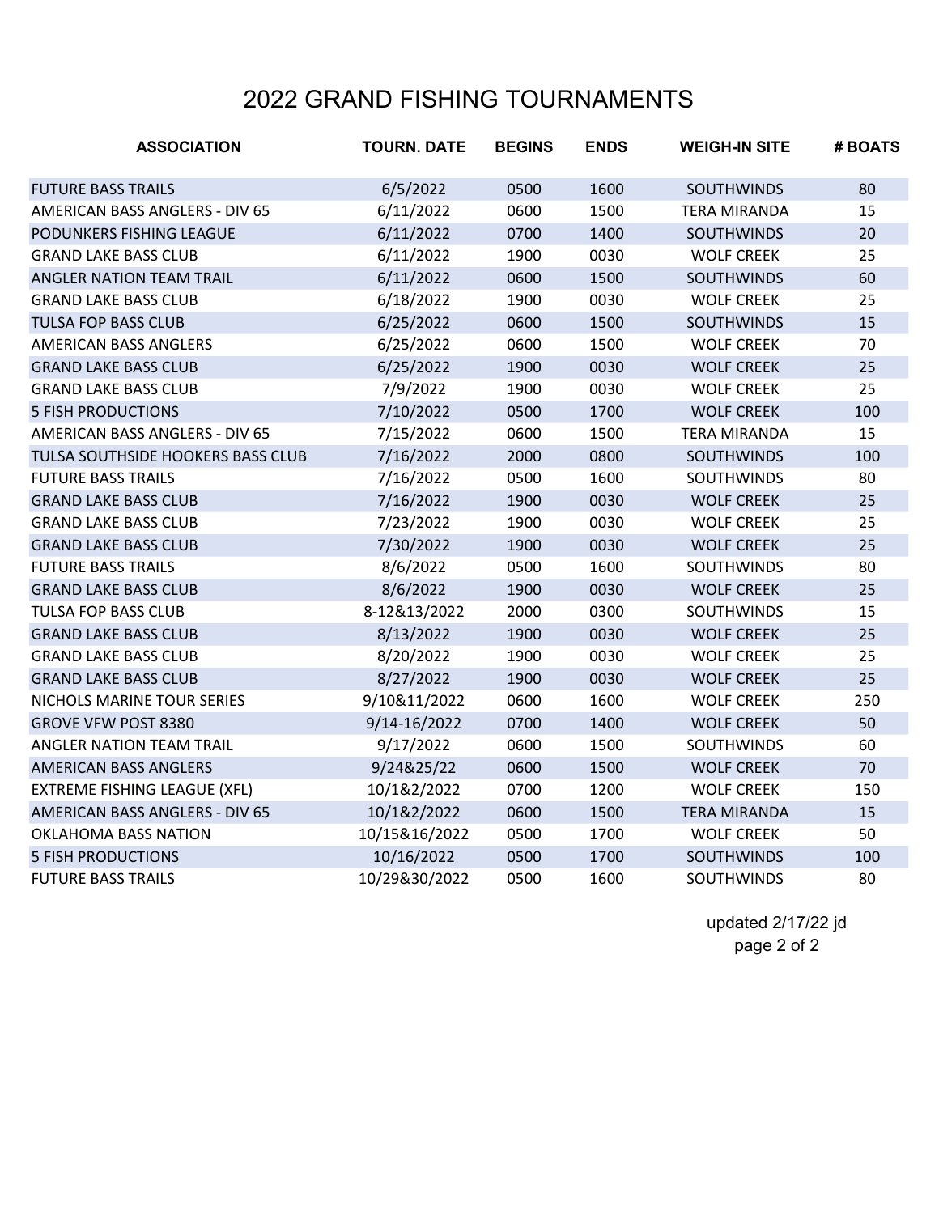# 2022 GRAND FISHING TOURNAMENTS

| ASSOCIATION | TOURN. DATE | BEGINS | ENDS | WEIGH-IN SITE | # BOATS |
|---|---|---|---|---|---|
| FUTURE BASS TRAILS | 6/5/2022 | 0500 | 1600 | SOUTHWINDS | 80 |
| AMERICAN BASS ANGLERS - DIV 65 | 6/11/2022 | 0600 | 1500 | TERA MIRANDA | 15 |
| PODUNKERS FISHING LEAGUE | 6/11/2022 | 0700 | 1400 | SOUTHWINDS | 20 |
| GRAND LAKE BASS CLUB | 6/11/2022 | 1900 | 0030 | WOLF CREEK | 25 |
| ANGLER NATION TEAM TRAIL | 6/11/2022 | 0600 | 1500 | SOUTHWINDS | 60 |
| GRAND LAKE BASS CLUB | 6/18/2022 | 1900 | 0030 | WOLF CREEK | 25 |
| TULSA FOP BASS CLUB | 6/25/2022 | 0600 | 1500 | SOUTHWINDS | 15 |
| AMERICAN BASS ANGLERS | 6/25/2022 | 0600 | 1500 | WOLF CREEK | 70 |
| GRAND LAKE BASS CLUB | 6/25/2022 | 1900 | 0030 | WOLF CREEK | 25 |
| GRAND LAKE BASS CLUB | 7/9/2022 | 1900 | 0030 | WOLF CREEK | 25 |
| 5 FISH PRODUCTIONS | 7/10/2022 | 0500 | 1700 | WOLF CREEK | 100 |
| AMERICAN BASS ANGLERS - DIV 65 | 7/15/2022 | 0600 | 1500 | TERA MIRANDA | 15 |
| TULSA SOUTHSIDE HOOKERS BASS CLUB | 7/16/2022 | 2000 | 0800 | SOUTHWINDS | 100 |
| FUTURE BASS TRAILS | 7/16/2022 | 0500 | 1600 | SOUTHWINDS | 80 |
| GRAND LAKE BASS CLUB | 7/16/2022 | 1900 | 0030 | WOLF CREEK | 25 |
| GRAND LAKE BASS CLUB | 7/23/2022 | 1900 | 0030 | WOLF CREEK | 25 |
| GRAND LAKE BASS CLUB | 7/30/2022 | 1900 | 0030 | WOLF CREEK | 25 |
| FUTURE BASS TRAILS | 8/6/2022 | 0500 | 1600 | SOUTHWINDS | 80 |
| GRAND LAKE BASS CLUB | 8/6/2022 | 1900 | 0030 | WOLF CREEK | 25 |
| TULSA FOP BASS CLUB | 8-12&13/2022 | 2000 | 0300 | SOUTHWINDS | 15 |
| GRAND LAKE BASS CLUB | 8/13/2022 | 1900 | 0030 | WOLF CREEK | 25 |
| GRAND LAKE BASS CLUB | 8/20/2022 | 1900 | 0030 | WOLF CREEK | 25 |
| GRAND LAKE BASS CLUB | 8/27/2022 | 1900 | 0030 | WOLF CREEK | 25 |
| NICHOLS MARINE TOUR SERIES | 9/10&11/2022 | 0600 | 1600 | WOLF CREEK | 250 |
| GROVE VFW POST 8380 | 9/14-16/2022 | 0700 | 1400 | WOLF CREEK | 50 |
| ANGLER NATION TEAM TRAIL | 9/17/2022 | 0600 | 1500 | SOUTHWINDS | 60 |
| AMERICAN BASS ANGLERS | 9/24&25/22 | 0600 | 1500 | WOLF CREEK | 70 |
| EXTREME FISHING LEAGUE (XFL) | 10/1&2/2022 | 0700 | 1200 | WOLF CREEK | 150 |
| AMERICAN BASS ANGLERS - DIV 65 | 10/1&2/2022 | 0600 | 1500 | TERA MIRANDA | 15 |
| OKLAHOMA BASS NATION | 10/15&16/2022 | 0500 | 1700 | WOLF CREEK | 50 |
| 5 FISH PRODUCTIONS | 10/16/2022 | 0500 | 1700 | SOUTHWINDS | 100 |
| FUTURE BASS TRAILS | 10/29&30/2022 | 0500 | 1600 | SOUTHWINDS | 80 |

updated 2/17/22 jd